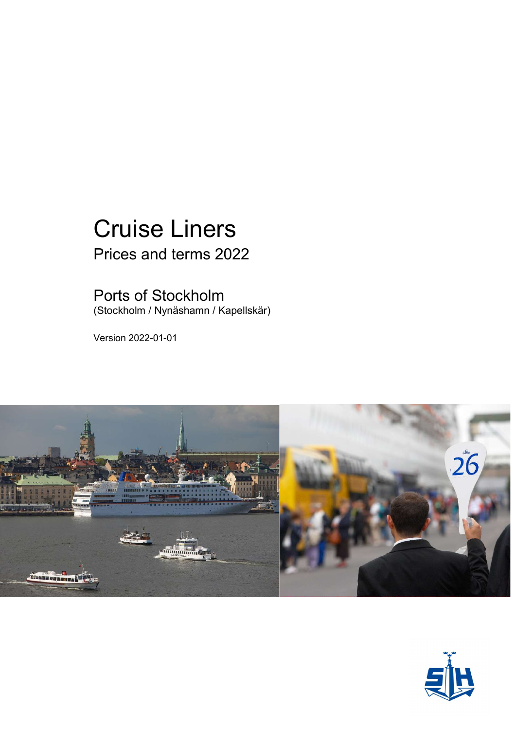# Cruise Liners

## Prices and terms 2022

## Ports of Stockholm

(Stockholm / Nynäshamn / Kapellskär)

Version 2022-01-01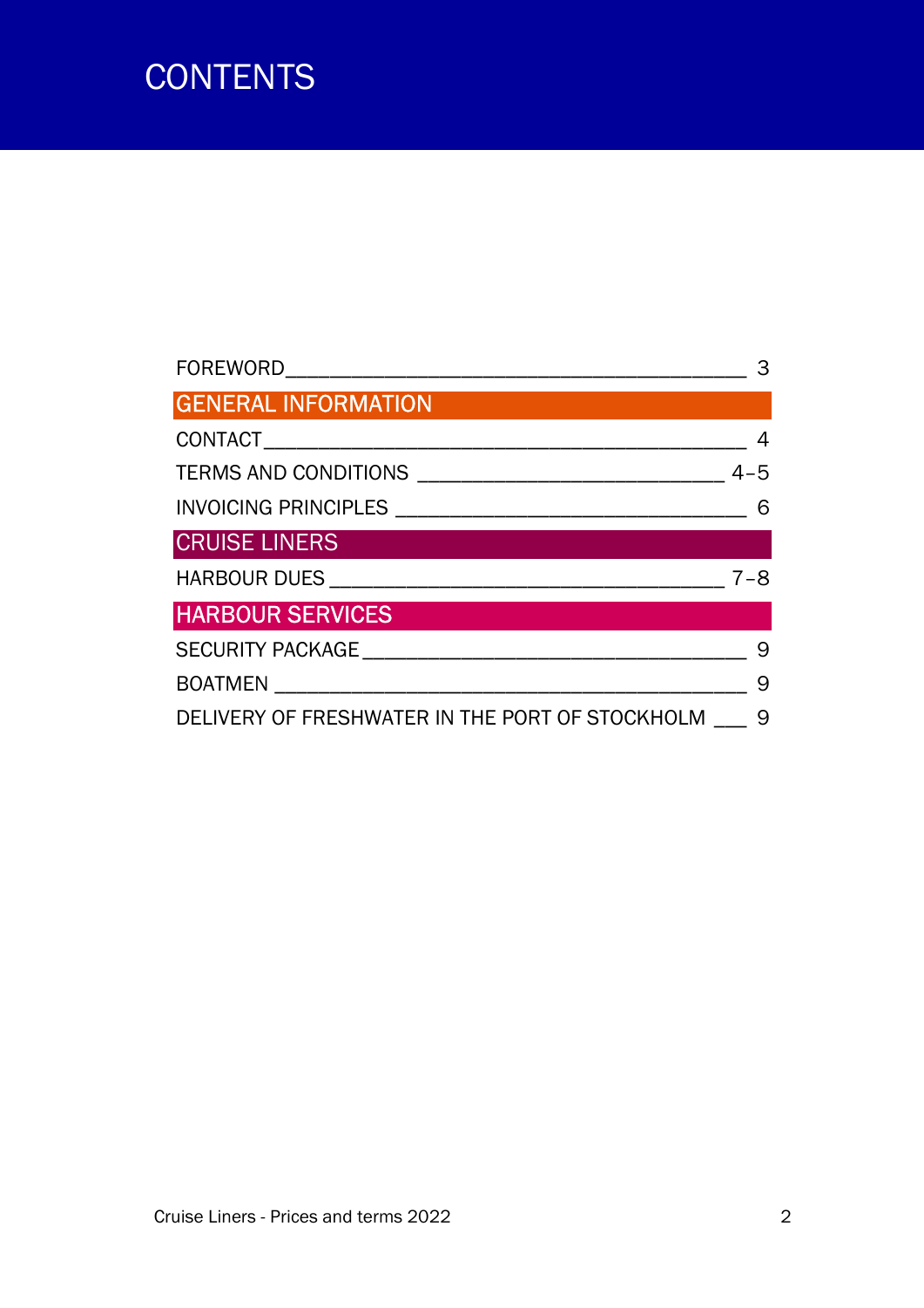# CONTENTS

| | |
|---|---|
| FOREWORD | 3 |
| **GENERAL INFORMATION** | |
| CONTACT | 4 |
| TERMS AND CONDITIONS | 4–5 |
| INVOICING PRINCIPLES | 6 |
| **CRUISE LINERS** | |
| HARBOUR DUES | 7–8 |
| **HARBOUR SERVICES** | |
| SECURITY PACKAGE | 9 |
| BOATMEN | 9 |
| DELIVERY OF FRESHWATER IN THE PORT OF STOCKHOLM | 9 |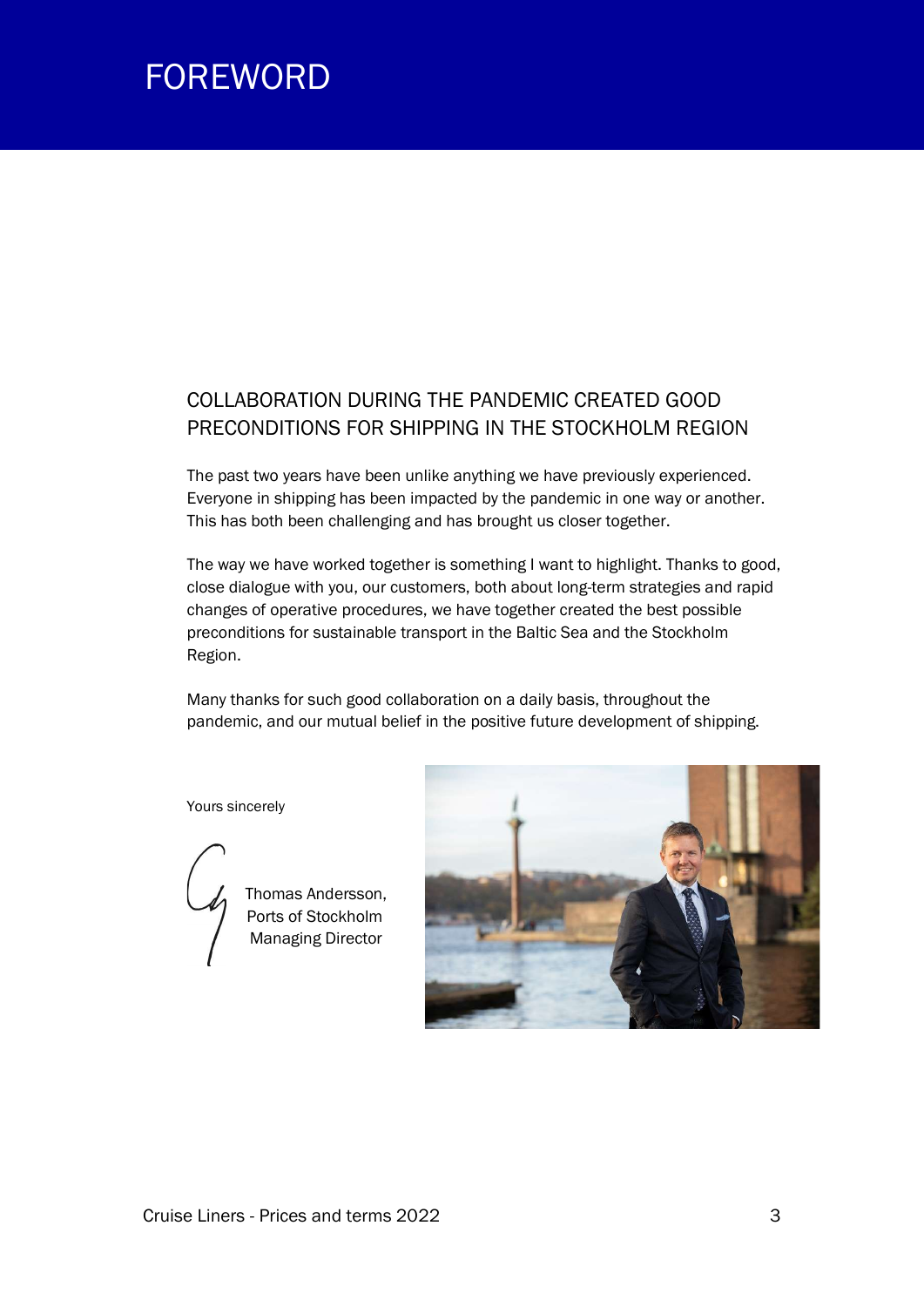# FOREWORD

## COLLABORATION DURING THE PANDEMIC CREATED GOOD PRECONDITIONS FOR SHIPPING IN THE STOCKHOLM REGION

The past two years have been unlike anything we have previously experienced. Everyone in shipping has been impacted by the pandemic in one way or another. This has both been challenging and has brought us closer together.

The way we have worked together is something I want to highlight. Thanks to good, close dialogue with you, our customers, both about long-term strategies and rapid changes of operative procedures, we have together created the best possible preconditions for sustainable transport in the Baltic Sea and the Stockholm Region.

Many thanks for such good collaboration on a daily basis, throughout the pandemic, and our mutual belief in the positive future development of shipping.

Yours sincerely

Thomas Andersson,
Ports of Stockholm
Managing Director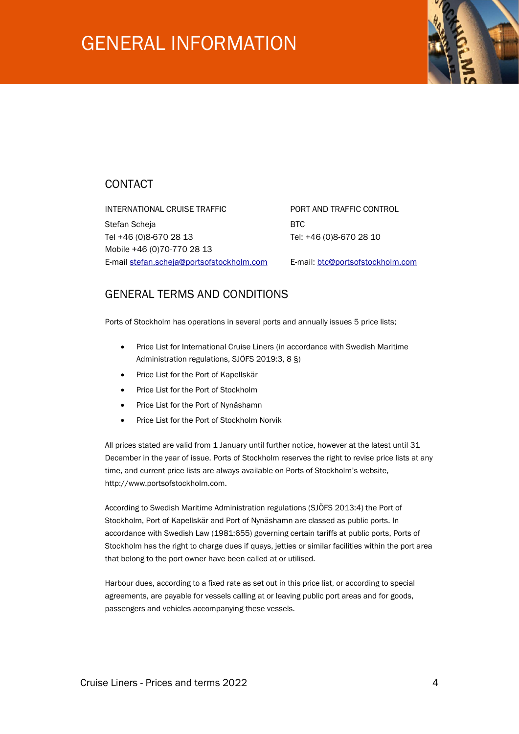# GENERAL INFORMATION

## CONTACT

INTERNATIONAL CRUISE TRAFFIC

Stefan Scheja
Tel +46 (0)8-670 28 13
Mobile +46 (0)70-770 28 13
E-mail stefan.scheja@portsofstockholm.com

PORT AND TRAFFIC CONTROL

BTC
Tel: +46 (0)8-670 28 10

E-mail: btc@portsofstockholm.com

## GENERAL TERMS AND CONDITIONS

Ports of Stockholm has operations in several ports and annually issues 5 price lists;

- Price List for International Cruise Liners (in accordance with Swedish Maritime Administration regulations, SJÖFS 2019:3, 8 §)
- Price List for the Port of Kapellskär
- Price List for the Port of Stockholm
- Price List for the Port of Nynäshamn
- Price List for the Port of Stockholm Norvik

All prices stated are valid from 1 January until further notice, however at the latest until 31 December in the year of issue. Ports of Stockholm reserves the right to revise price lists at any time, and current price lists are always available on Ports of Stockholm's website, http://www.portsofstockholm.com.

According to Swedish Maritime Administration regulations (SJÖFS 2013:4) the Port of Stockholm, Port of Kapellskär and Port of Nynäshamn are classed as public ports. In accordance with Swedish Law (1981:655) governing certain tariffs at public ports, Ports of Stockholm has the right to charge dues if quays, jetties or similar facilities within the port area that belong to the port owner have been called at or utilised.

Harbour dues, according to a fixed rate as set out in this price list, or according to special agreements, are payable for vessels calling at or leaving public port areas and for goods, passengers and vehicles accompanying these vessels.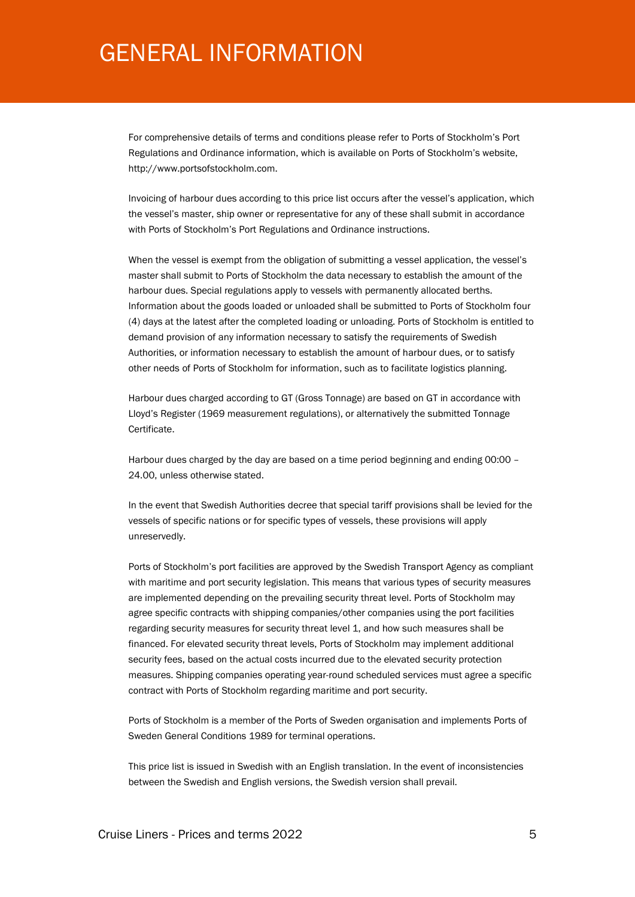# GENERAL INFORMATION

For comprehensive details of terms and conditions please refer to Ports of Stockholm's Port Regulations and Ordinance information, which is available on Ports of Stockholm's website, http://www.portsofstockholm.com.

Invoicing of harbour dues according to this price list occurs after the vessel's application, which the vessel's master, ship owner or representative for any of these shall submit in accordance with Ports of Stockholm's Port Regulations and Ordinance instructions.

When the vessel is exempt from the obligation of submitting a vessel application, the vessel's master shall submit to Ports of Stockholm the data necessary to establish the amount of the harbour dues. Special regulations apply to vessels with permanently allocated berths. Information about the goods loaded or unloaded shall be submitted to Ports of Stockholm four (4) days at the latest after the completed loading or unloading. Ports of Stockholm is entitled to demand provision of any information necessary to satisfy the requirements of Swedish Authorities, or information necessary to establish the amount of harbour dues, or to satisfy other needs of Ports of Stockholm for information, such as to facilitate logistics planning.

Harbour dues charged according to GT (Gross Tonnage) are based on GT in accordance with Lloyd's Register (1969 measurement regulations), or alternatively the submitted Tonnage Certificate.

Harbour dues charged by the day are based on a time period beginning and ending 00:00 – 24.00, unless otherwise stated.

In the event that Swedish Authorities decree that special tariff provisions shall be levied for the vessels of specific nations or for specific types of vessels, these provisions will apply unreservedly.

Ports of Stockholm's port facilities are approved by the Swedish Transport Agency as compliant with maritime and port security legislation. This means that various types of security measures are implemented depending on the prevailing security threat level. Ports of Stockholm may agree specific contracts with shipping companies/other companies using the port facilities regarding security measures for security threat level 1, and how such measures shall be financed. For elevated security threat levels, Ports of Stockholm may implement additional security fees, based on the actual costs incurred due to the elevated security protection measures. Shipping companies operating year-round scheduled services must agree a specific contract with Ports of Stockholm regarding maritime and port security.

Ports of Stockholm is a member of the Ports of Sweden organisation and implements Ports of Sweden General Conditions 1989 for terminal operations.

This price list is issued in Swedish with an English translation. In the event of inconsistencies between the Swedish and English versions, the Swedish version shall prevail.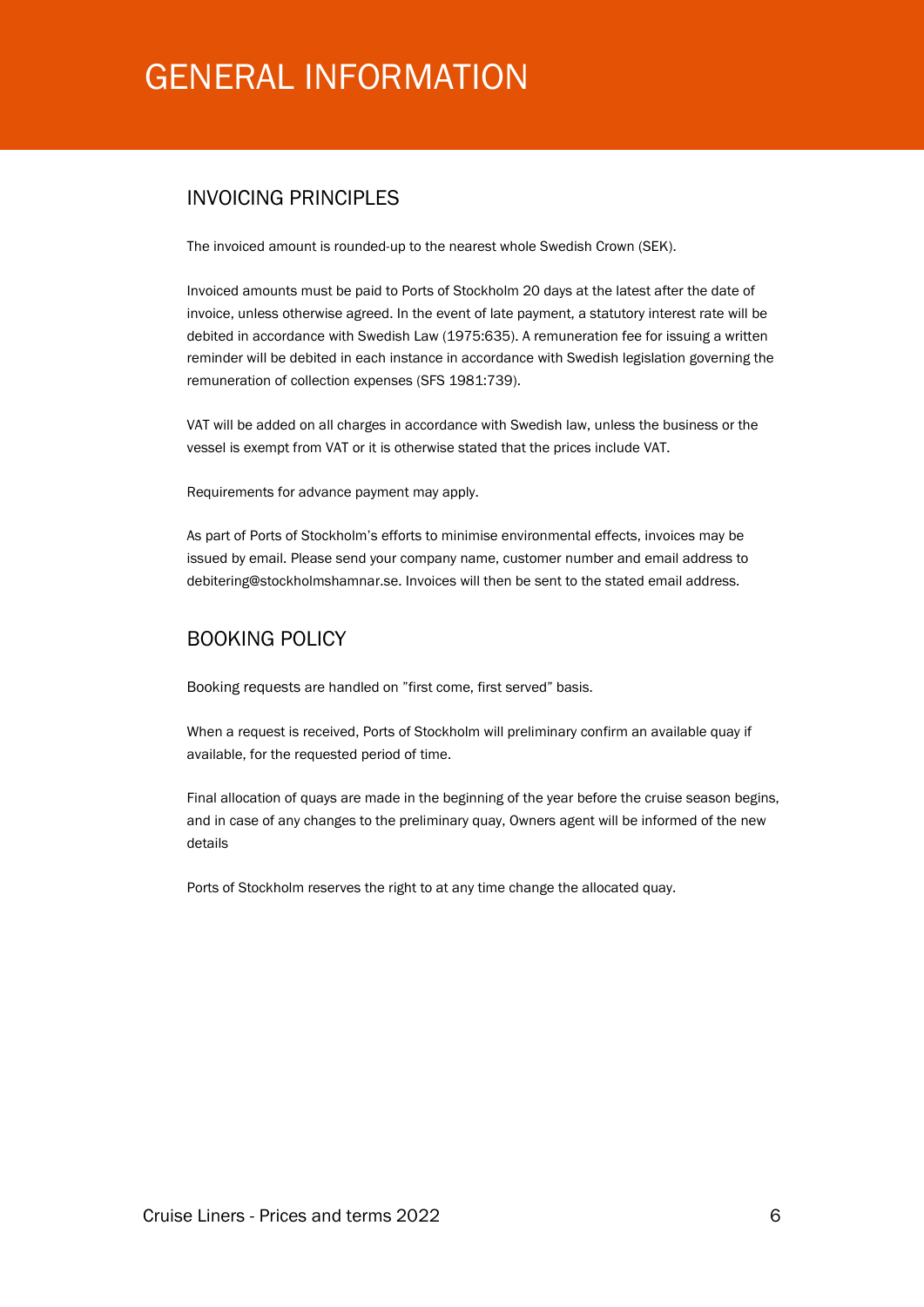# GENERAL INFORMATION

## INVOICING PRINCIPLES

The invoiced amount is rounded-up to the nearest whole Swedish Crown (SEK).

Invoiced amounts must be paid to Ports of Stockholm 20 days at the latest after the date of invoice, unless otherwise agreed. In the event of late payment, a statutory interest rate will be debited in accordance with Swedish Law (1975:635). A remuneration fee for issuing a written reminder will be debited in each instance in accordance with Swedish legislation governing the remuneration of collection expenses (SFS 1981:739).

VAT will be added on all charges in accordance with Swedish law, unless the business or the vessel is exempt from VAT or it is otherwise stated that the prices include VAT.

Requirements for advance payment may apply.

As part of Ports of Stockholm's efforts to minimise environmental effects, invoices may be issued by email. Please send your company name, customer number and email address to debitering@stockholmshamnar.se. Invoices will then be sent to the stated email address.

## BOOKING POLICY

Booking requests are handled on "first come, first served" basis.

When a request is received, Ports of Stockholm will preliminary confirm an available quay if available, for the requested period of time.

Final allocation of quays are made in the beginning of the year before the cruise season begins, and in case of any changes to the preliminary quay, Owners agent will be informed of the new details

Ports of Stockholm reserves the right to at any time change the allocated quay.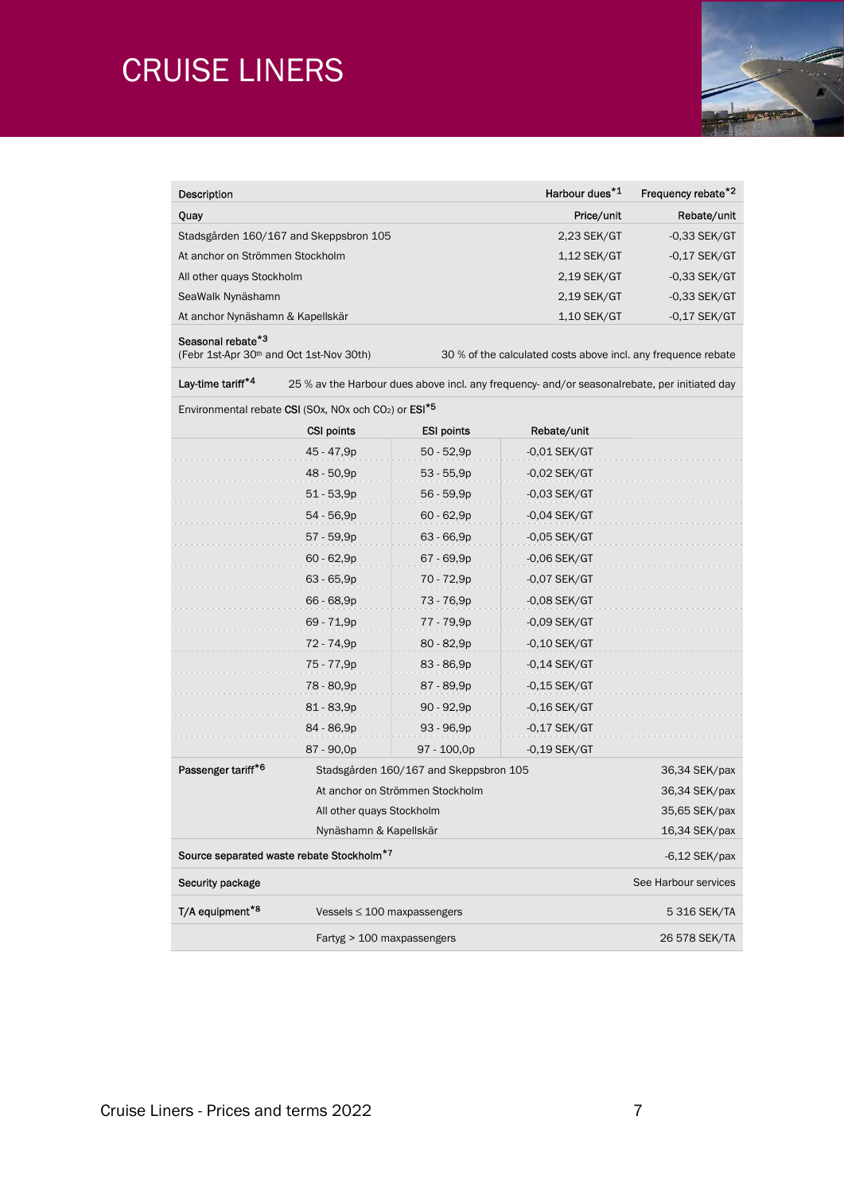# CRUISE LINERS

| Description | Harbour dues[*1] | Frequency rebate[*2] |
|---|---|---|
| Quay | Price/unit | Rebate/unit |
| Stadsgården 160/167 and Skeppsbron 105 | 2,23 SEK/GT | -0,33 SEK/GT |
| At anchor on Strömmen Stockholm | 1,12 SEK/GT | -0,17 SEK/GT |
| All other quays Stockholm | 2,19 SEK/GT | -0,33 SEK/GT |
| SeaWalk Nynäshamn | 2,19 SEK/GT | -0,33 SEK/GT |
| At anchor Nynäshamn & Kapellskär | 1,10 SEK/GT | -0,17 SEK/GT |

**Seasonal rebate[*3]**
(Febr 1st-Apr 30th and Oct 1st-Nov 30th) — 30 % of the calculated costs above incl. any frequence rebate

**Lay-time tariff[*4]** — 25 % av the Harbour dues above incl. any frequency- and/or seasonalrebate, per initiated day

Environmental rebate **CSI** (SOx, NOx och $CO_2$) or **ESI**[*5]

| CSI points | ESI points | Rebate/unit |
|---|---|---|
| 45 - 47,9p | 50 - 52,9p | -0,01 SEK/GT |
| 48 - 50,9p | 53 - 55,9p | -0,02 SEK/GT |
| 51 - 53,9p | 56 - 59,9p | -0,03 SEK/GT |
| 54 - 56,9p | 60 - 62,9p | -0,04 SEK/GT |
| 57 - 59,9p | 63 - 66,9p | -0,05 SEK/GT |
| 60 - 62,9p | 67 - 69,9p | -0,06 SEK/GT |
| 63 - 65,9p | 70 - 72,9p | -0,07 SEK/GT |
| 66 - 68,9p | 73 - 76,9p | -0,08 SEK/GT |
| 69 - 71,9p | 77 - 79,9p | -0,09 SEK/GT |
| 72 - 74,9p | 80 - 82,9p | -0,10 SEK/GT |
| 75 - 77,9p | 83 - 86,9p | -0,14 SEK/GT |
| 78 - 80,9p | 87 - 89,9p | -0,15 SEK/GT |
| 81 - 83,9p | 90 - 92,9p | -0,16 SEK/GT |
| 84 - 86,9p | 93 - 96,9p | -0,17 SEK/GT |
| 87 - 90,0p | 97 - 100,0p | -0,19 SEK/GT |

| | | |
|---|---|---|
| **Passenger tariff[*6]** | Stadsgården 160/167 and Skeppsbron 105 | 36,34 SEK/pax |
| | At anchor on Strömmen Stockholm | 36,34 SEK/pax |
| | All other quays Stockholm | 35,65 SEK/pax |
| | Nynäshamn & Kapellskär | 16,34 SEK/pax |
| **Source separated waste rebate Stockholm[*7]** | | -6,12 SEK/pax |
| **Security package** | | See Harbour services |
| **T/A equipment[*8]** | Vessels ≤ 100 maxpassengers | 5 316 SEK/TA |
| | Fartyg > 100 maxpassengers | 26 578 SEK/TA |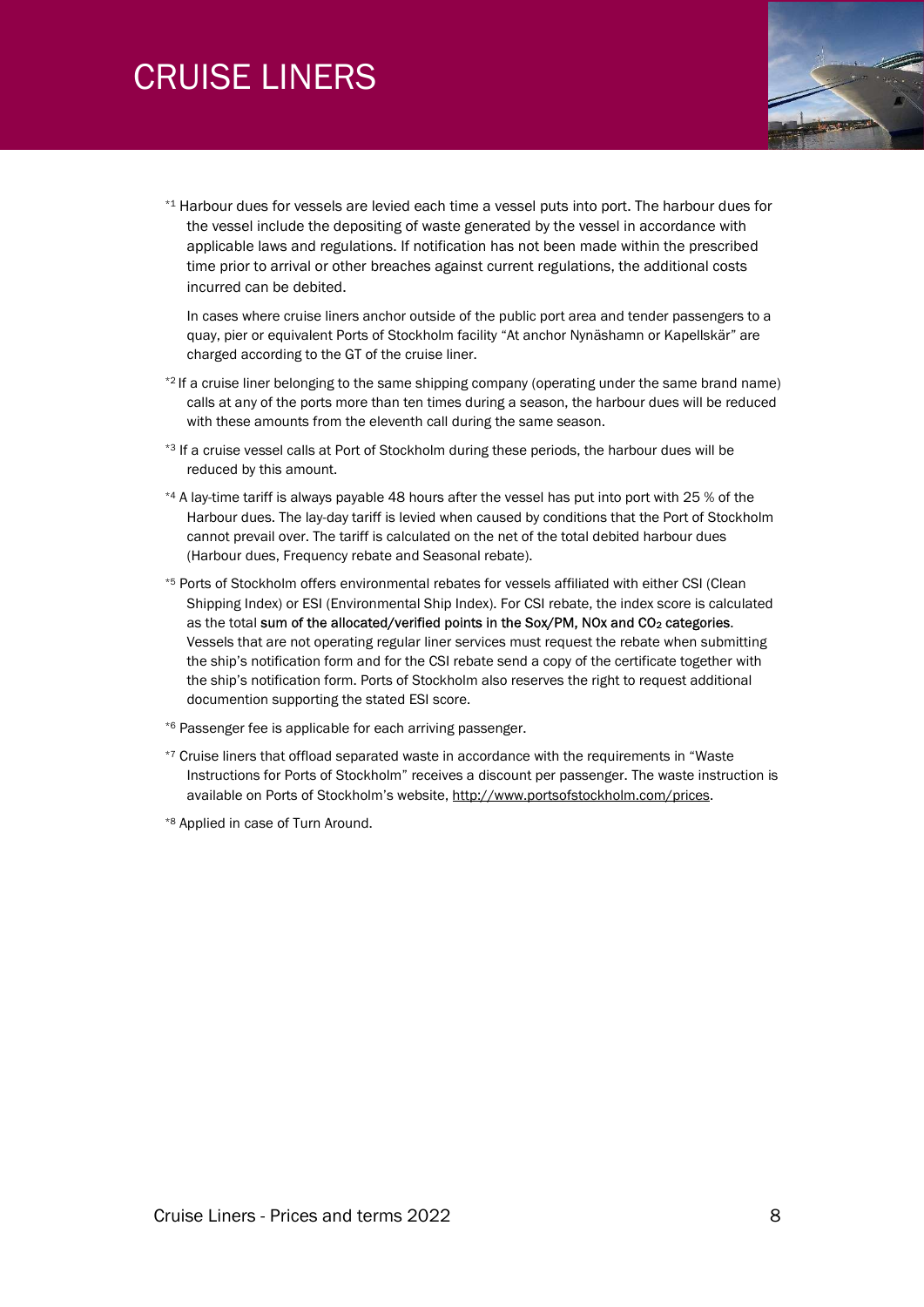# CRUISE LINERS

*1 Harbour dues for vessels are levied each time a vessel puts into port. The harbour dues for the vessel include the depositing of waste generated by the vessel in accordance with applicable laws and regulations. If notification has not been made within the prescribed time prior to arrival or other breaches against current regulations, the additional costs incurred can be debited.

In cases where cruise liners anchor outside of the public port area and tender passengers to a quay, pier or equivalent Ports of Stockholm facility "At anchor Nynäshamn or Kapellskär" are charged according to the GT of the cruise liner.

*2 If a cruise liner belonging to the same shipping company (operating under the same brand name) calls at any of the ports more than ten times during a season, the harbour dues will be reduced with these amounts from the eleventh call during the same season.

*3 If a cruise vessel calls at Port of Stockholm during these periods, the harbour dues will be reduced by this amount.

*4 A lay-time tariff is always payable 48 hours after the vessel has put into port with 25 % of the Harbour dues. The lay-day tariff is levied when caused by conditions that the Port of Stockholm cannot prevail over. The tariff is calculated on the net of the total debited harbour dues (Harbour dues, Frequency rebate and Seasonal rebate).

*5 Ports of Stockholm offers environmental rebates for vessels affiliated with either CSI (Clean Shipping Index) or ESI (Environmental Ship Index). For CSI rebate, the index score is calculated as the total **sum of the allocated/verified points in the Sox/PM, NOx and $CO_2$ categories**. Vessels that are not operating regular liner services must request the rebate when submitting the ship's notification form and for the CSI rebate send a copy of the certificate together with the ship's notification form. Ports of Stockholm also reserves the right to request additional documention supporting the stated ESI score.

*6 Passenger fee is applicable for each arriving passenger.

*7 Cruise liners that offload separated waste in accordance with the requirements in "Waste Instructions for Ports of Stockholm" receives a discount per passenger. The waste instruction is available on Ports of Stockholm's website, http://www.portsofstockholm.com/prices.

*8 Applied in case of Turn Around.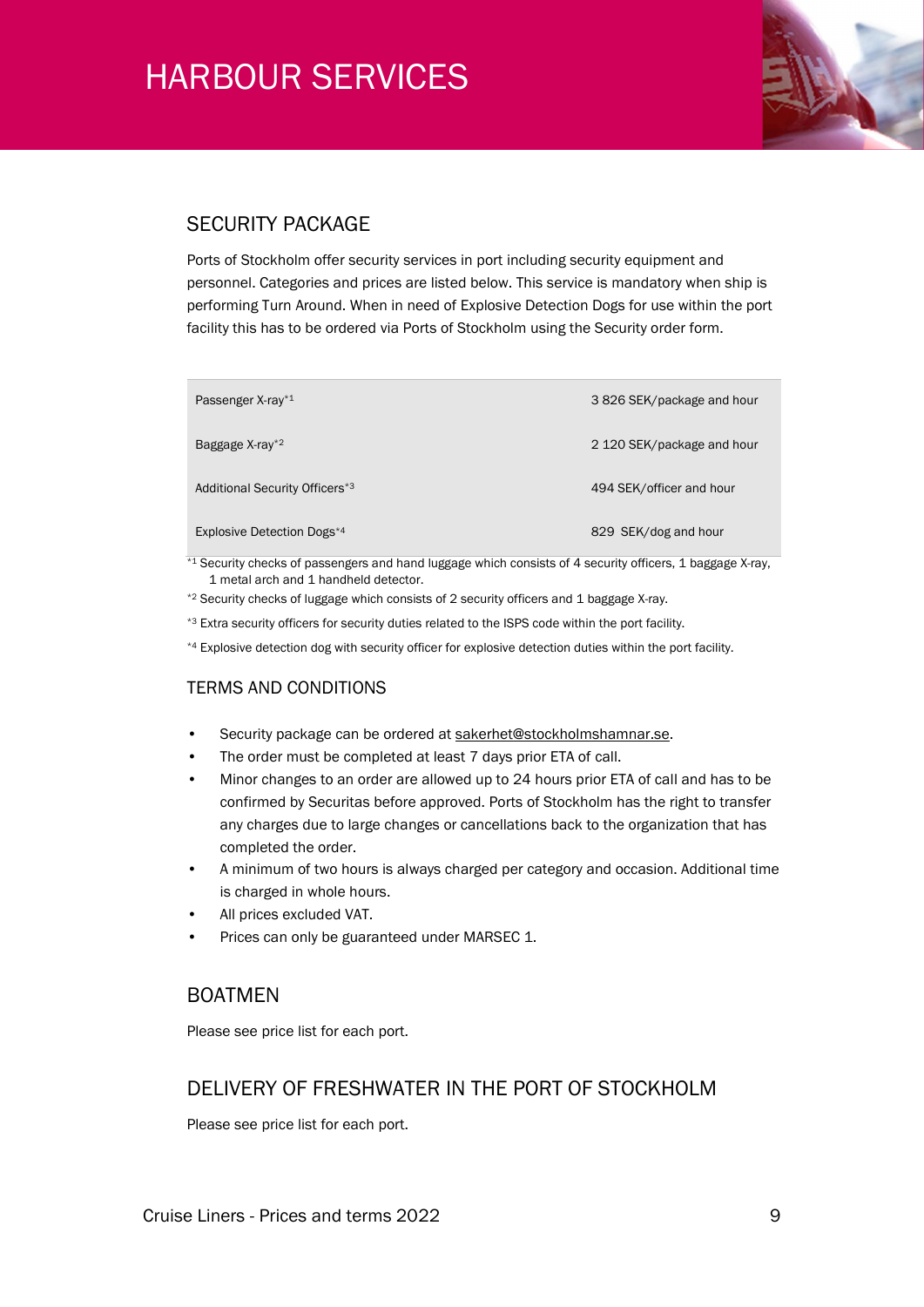# HARBOUR SERVICES

## SECURITY PACKAGE

Ports of Stockholm offer security services in port including security equipment and personnel. Categories and prices are listed below. This service is mandatory when ship is performing Turn Around. When in need of Explosive Detection Dogs for use within the port facility this has to be ordered via Ports of Stockholm using the Security order form.

| | |
|---|---|
| Passenger X-ray*[1] | 3 826 SEK/package and hour |
| Baggage X-ray*[2] | 2 120 SEK/package and hour |
| Additional Security Officers*[3] | 494 SEK/officer and hour |
| Explosive Detection Dogs*[4] | 829 SEK/dog and hour |

*[1] Security checks of passengers and hand luggage which consists of 4 security officers, 1 baggage X-ray, 1 metal arch and 1 handheld detector.

*[2] Security checks of luggage which consists of 2 security officers and 1 baggage X-ray.

*[3] Extra security officers for security duties related to the ISPS code within the port facility.

*[4] Explosive detection dog with security officer for explosive detection duties within the port facility.

## TERMS AND CONDITIONS

- Security package can be ordered at sakerhet@stockholmshamnar.se.
- The order must be completed at least 7 days prior ETA of call.
- Minor changes to an order are allowed up to 24 hours prior ETA of call and has to be confirmed by Securitas before approved. Ports of Stockholm has the right to transfer any charges due to large changes or cancellations back to the organization that has completed the order.
- A minimum of two hours is always charged per category and occasion. Additional time is charged in whole hours.
- All prices excluded VAT.
- Prices can only be guaranteed under MARSEC 1.

## BOATMEN

Please see price list for each port.

## DELIVERY OF FRESHWATER IN THE PORT OF STOCKHOLM

Please see price list for each port.